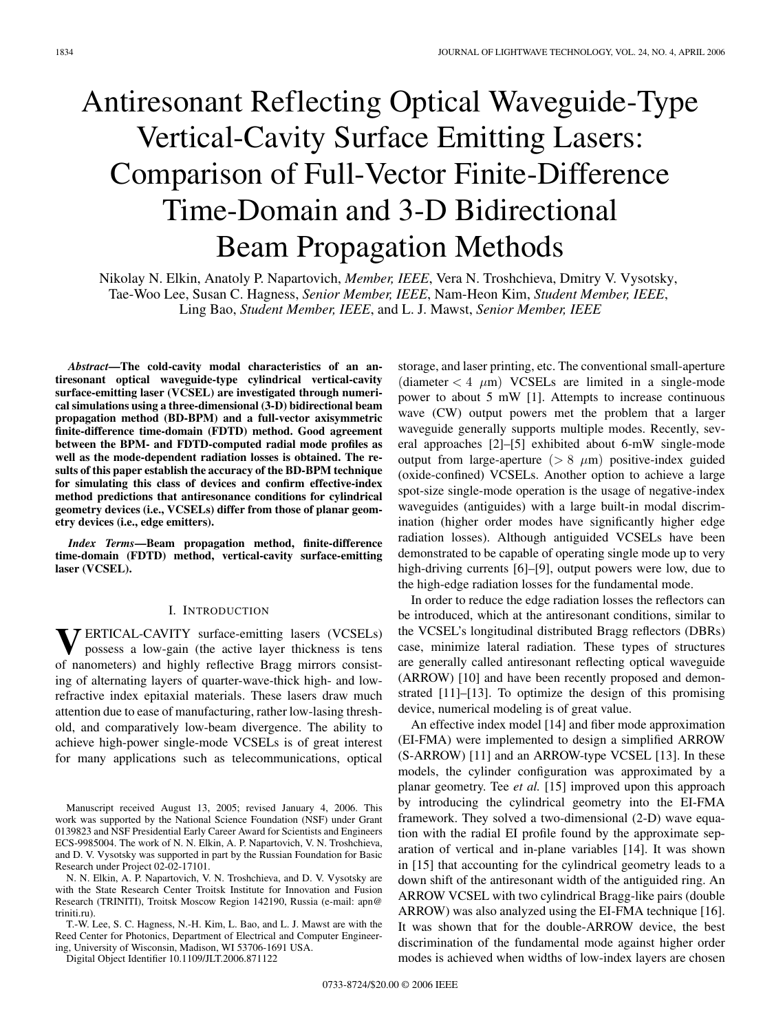# Antiresonant Reflecting Optical Waveguide-Type Vertical-Cavity Surface Emitting Lasers: Comparison of Full-Vector Finite-Difference Time-Domain and 3-D Bidirectional Beam Propagation Methods

Nikolay N. Elkin, Anatoly P. Napartovich, *Member, IEEE*, Vera N. Troshchieva, Dmitry V. Vysotsky, Tae-Woo Lee, Susan C. Hagness, *Senior Member, IEEE*, Nam-Heon Kim, *Student Member, IEEE*, Ling Bao, *Student Member, IEEE*, and L. J. Mawst, *Senior Member, IEEE*

***Abstract*—The cold-cavity modal characteristics of an antiresonant optical waveguide-type cylindrical vertical-cavity surface-emitting laser (VCSEL) are investigated through numerical simulations using a three-dimensional (3-D) bidirectional beam propagation method (BD-BPM) and a full-vector axisymmetric finite-difference time-domain (FDTD) method. Good agreement between the BPM- and FDTD-computed radial mode profiles as well as the mode-dependent radiation losses is obtained. The results of this paper establish the accuracy of the BD-BPM technique for simulating this class of devices and confirm effective-index method predictions that antiresonance conditions for cylindrical geometry devices (i.e., VCSELs) differ from those of planar geometry devices (i.e., edge emitters).**

***Index Terms*—Beam propagation method, finite-difference time-domain (FDTD) method, vertical-cavity surface-emitting laser (VCSEL).**

## I. Introduction

Vertical-cavity surface-emitting lasers (VCSELs) possess a low-gain (the active layer thickness is tens of nanometers) and highly reflective Bragg mirrors consisting of alternating layers of quarter-wave-thick high- and low-refractive index epitaxial materials. These lasers draw much attention due to ease of manufacturing, rather low-lasing threshold, and comparatively low-beam divergence. The ability to achieve high-power single-mode VCSELs is of great interest for many applications such as telecommunications, optical storage, and laser printing, etc. The conventional small-aperture (diameter $< 4\ \mu$m) VCSELs are limited in a single-mode power to about 5 mW [1]. Attempts to increase continuous wave (CW) output powers met the problem that a larger waveguide generally supports multiple modes. Recently, several approaches [2]–[5] exhibited about 6-mW single-mode output from large-aperture ($> 8\ \mu$m) positive-index guided (oxide-confined) VCSELs. Another option to achieve a large spot-size single-mode operation is the usage of negative-index waveguides (antiguides) with a large built-in modal discrimination (higher order modes have significantly higher edge radiation losses). Although antiguided VCSELs have been demonstrated to be capable of operating single mode up to very high-driving currents [6]–[9], output powers were low, due to the high-edge radiation losses for the fundamental mode.

In order to reduce the edge radiation losses the reflectors can be introduced, which at the antiresonant conditions, similar to the VCSEL's longitudinal distributed Bragg reflectors (DBRs) case, minimize lateral radiation. These types of structures are generally called antiresonant reflecting optical waveguide (ARROW) [10] and have been recently proposed and demonstrated [11]–[13]. To optimize the design of this promising device, numerical modeling is of great value.

An effective index model [14] and fiber mode approximation (EI-FMA) were implemented to design a simplified ARROW (S-ARROW) [11] and an ARROW-type VCSEL [13]. In these models, the cylinder configuration was approximated by a planar geometry. Tee *et al.* [15] improved upon this approach by introducing the cylindrical geometry into the EI-FMA framework. They solved a two-dimensional (2-D) wave equation with the radial EI profile found by the approximate separation of vertical and in-plane variables [14]. It was shown in [15] that accounting for the cylindrical geometry leads to a down shift of the antiresonant width of the antiguided ring. An ARROW VCSEL with two cylindrical Bragg-like pairs (double ARROW) was also analyzed using the EI-FMA technique [16]. It was shown that for the double-ARROW device, the best discrimination of the fundamental mode against higher order modes is achieved when widths of low-index layers are chosen

Manuscript received August 13, 2005; revised January 4, 2006. This work was supported by the National Science Foundation (NSF) under Grant 0139823 and NSF Presidential Early Career Award for Scientists and Engineers ECS-9985004. The work of N. N. Elkin, A. P. Napartovich, V. N. Troshchieva, and D. V. Vysotsky was supported in part by the Russian Foundation for Basic Research under Project 02-02-17101.

N. N. Elkin, A. P. Napartovich, V. N. Troshchieva, and D. V. Vysotsky are with the State Research Center Troitsk Institute for Innovation and Fusion Research (TRINITI), Troitsk Moscow Region 142190, Russia (e-mail: apn@triniti.ru).

T.-W. Lee, S. C. Hagness, N.-H. Kim, L. Bao, and L. J. Mawst are with the Reed Center for Photonics, Department of Electrical and Computer Engineering, University of Wisconsin, Madison, WI 53706-1691 USA.

Digital Object Identifier 10.1109/JLT.2006.871122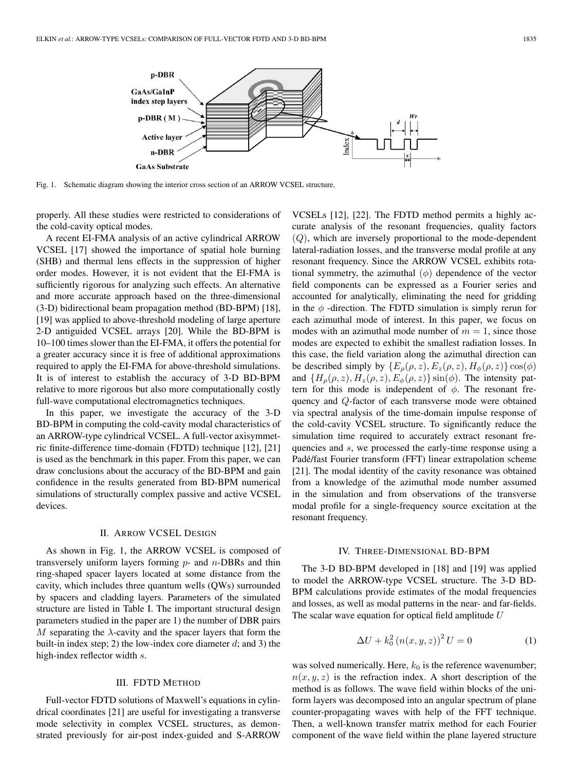Fig. 1. Schematic diagram showing the interior cross section of an ARROW VCSEL structure.

properly. All these studies were restricted to considerations of the cold-cavity optical modes.

A recent EI-FMA analysis of an active cylindrical ARROW VCSEL [17] showed the importance of spatial hole burning (SHB) and thermal lens effects in the suppression of higher order modes. However, it is not evident that the EI-FMA is sufficiently rigorous for analyzing such effects. An alternative and more accurate approach based on the three-dimensional (3-D) bidirectional beam propagation method (BD-BPM) [18], [19] was applied to above-threshold modeling of large aperture 2-D antiguided VCSEL arrays [20]. While the BD-BPM is 10–100 times slower than the EI-FMA, it offers the potential for a greater accuracy since it is free of additional approximations required to apply the EI-FMA for above-threshold simulations. It is of interest to establish the accuracy of 3-D BD-BPM relative to more rigorous but also more computationally costly full-wave computational electromagnetics techniques.

In this paper, we investigate the accuracy of the 3-D BD-BPM in computing the cold-cavity modal characteristics of an ARROW-type cylindrical VCSEL. A full-vector axisymmetric finite-difference time-domain (FDTD) technique [12], [21] is used as the benchmark in this paper. From this paper, we can draw conclusions about the accuracy of the BD-BPM and gain confidence in the results generated from BD-BPM numerical simulations of structurally complex passive and active VCSEL devices.

## II. ARROW VCSEL Design

As shown in Fig. 1, the ARROW VCSEL is composed of transversely uniform layers forming $p$- and $n$-DBRs and thin ring-shaped spacer layers located at some distance from the cavity, which includes three quantum wells (QWs) surrounded by spacers and cladding layers. Parameters of the simulated structure are listed in Table I. The important structural design parameters studied in the paper are 1) the number of DBR pairs $M$ separating the $\lambda$-cavity and the spacer layers that form the built-in index step; 2) the low-index core diameter $d$; and 3) the high-index reflector width $s$.

## III. FDTD Method

Full-vector FDTD solutions of Maxwell's equations in cylindrical coordinates [21] are useful for investigating a transverse mode selectivity in complex VCSEL structures, as demonstrated previously for air-post index-guided and S-ARROW VCSELs [12], [22]. The FDTD method permits a highly accurate analysis of the resonant frequencies, quality factors ($Q$), which are inversely proportional to the mode-dependent lateral-radiation losses, and the transverse modal profile at any resonant frequency. Since the ARROW VCSEL exhibits rotational symmetry, the azimuthal ($\phi$) dependence of the vector field components can be expressed as a Fourier series and accounted for analytically, eliminating the need for gridding in the $\phi$ -direction. The FDTD simulation is simply rerun for each azimuthal mode of interest. In this paper, we focus on modes with an azimuthal mode number of $m = 1$, since those modes are expected to exhibit the smallest radiation losses. In this case, the field variation along the azimuthal direction can be described simply by $\{E_\rho(\rho, z), E_z(\rho, z), H_\phi(\rho, z)\}\cos(\phi)$ and $\{H_\rho(\rho, z), H_z(\rho, z), E_\phi(\rho, z)\}\sin(\phi)$. The intensity pattern for this mode is independent of $\phi$. The resonant frequency and $Q$-factor of each transverse mode were obtained via spectral analysis of the time-domain impulse response of the cold-cavity VCSEL structure. To significantly reduce the simulation time required to accurately extract resonant frequencies and $s$, we processed the early-time response using a Padé/fast Fourier transform (FFT) linear extrapolation scheme [21]. The modal identity of the cavity resonance was obtained from a knowledge of the azimuthal mode number assumed in the simulation and from observations of the transverse modal profile for a single-frequency source excitation at the resonant frequency.

## IV. Three-Dimensional BD-BPM

The 3-D BD-BPM developed in [18] and [19] was applied to model the ARROW-type VCSEL structure. The 3-D BD-BPM calculations provide estimates of the modal frequencies and losses, as well as modal patterns in the near- and far-fields. The scalar wave equation for optical field amplitude $U$

$$\Delta U + k_0^2 \left(n(x, y, z)\right)^2 U = 0 \tag{1}$$

was solved numerically. Here, $k_0$ is the reference wavenumber; $n(x, y, z)$ is the refraction index. A short description of the method is as follows. The wave field within blocks of the uniform layers was decomposed into an angular spectrum of plane counter-propagating waves with help of the FFT technique. Then, a well-known transfer matrix method for each Fourier component of the wave field within the plane layered structure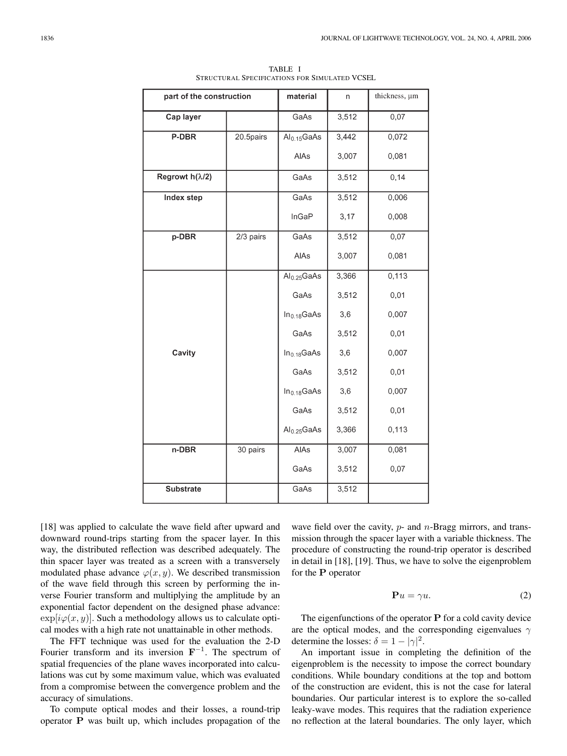TABLE I
STRUCTURAL SPECIFICATIONS FOR SIMULATED VCSEL

| part of the construction | | material | n | thickness, μm |
|---|---|---|---|---|
| **Cap layer** | | GaAs | 3,512 | 0,07 |
| **P-DBR** | 20.5pairs | $Al_{0.15}GaAs$ | 3,442 | 0,072 |
| | | AlAs | 3,007 | 0,081 |
| **Regrowt h(λ/2)** | | GaAs | 3,512 | 0,14 |
| **Index step** | | GaAs | 3,512 | 0,006 |
| | | InGaP | 3,17 | 0,008 |
| **p-DBR** | 2/3 pairs | GaAs | 3,512 | 0,07 |
| | | AlAs | 3,007 | 0,081 |
| **Cavity** | | $Al_{0.25}GaAs$ | 3,366 | 0,113 |
| | | GaAs | 3,512 | 0,01 |
| | | $In_{0.18}GaAs$ | 3,6 | 0,007 |
| | | GaAs | 3,512 | 0,01 |
| | | $In_{0.18}GaAs$ | 3,6 | 0,007 |
| | | GaAs | 3,512 | 0,01 |
| | | $In_{0.18}GaAs$ | 3,6 | 0,007 |
| | | GaAs | 3,512 | 0,01 |
| | | $Al_{0.25}GaAs$ | 3,366 | 0,113 |
| **n-DBR** | 30 pairs | AlAs | 3,007 | 0,081 |
| | | GaAs | 3,512 | 0,07 |
| **Substrate** | | GaAs | 3,512 | |

[18] was applied to calculate the wave field after upward and downward round-trips starting from the spacer layer. In this way, the distributed reflection was described adequately. The thin spacer layer was treated as a screen with a transversely modulated phase advance $\varphi(x, y)$. We described transmission of the wave field through this screen by performing the inverse Fourier transform and multiplying the amplitude by an exponential factor dependent on the designed phase advance: $\exp[i\varphi(x, y)]$. Such a methodology allows us to calculate optical modes with a high rate not unattainable in other methods.

The FFT technique was used for the evaluation the 2-D Fourier transform and its inversion $\mathbf{F}^{-1}$. The spectrum of spatial frequencies of the plane waves incorporated into calculations was cut by some maximum value, which was evaluated from a compromise between the convergence problem and the accuracy of simulations.

To compute optical modes and their losses, a round-trip operator $\mathbf{P}$ was built up, which includes propagation of the wave field over the cavity, $p$- and $n$-Bragg mirrors, and transmission through the spacer layer with a variable thickness. The procedure of constructing the round-trip operator is described in detail in [18], [19]. Thus, we have to solve the eigenproblem for the $\mathbf{P}$ operator

$$\mathbf{P}u = \gamma u. \tag{2}$$

The eigenfunctions of the operator $\mathbf{P}$ for a cold cavity device are the optical modes, and the corresponding eigenvalues $\gamma$ determine the losses: $\delta = 1 - |\gamma|^2$.

An important issue in completing the definition of the eigenproblem is the necessity to impose the correct boundary conditions. While boundary conditions at the top and bottom of the construction are evident, this is not the case for lateral boundaries. Our particular interest is to explore the so-called leaky-wave modes. This requires that the radiation experience no reflection at the lateral boundaries. The only layer, which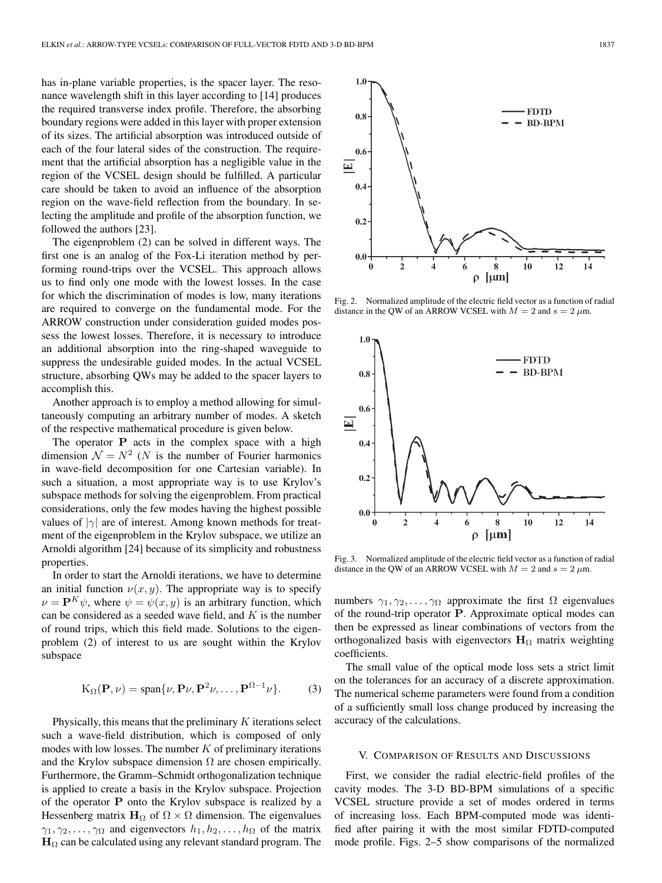has in-plane variable properties, is the spacer layer. The resonance wavelength shift in this layer according to [14] produces the required transverse index profile. Therefore, the absorbing boundary regions were added in this layer with proper extension of its sizes. The artificial absorption was introduced outside of each of the four lateral sides of the construction. The requirement that the artificial absorption has a negligible value in the region of the VCSEL design should be fulfilled. A particular care should be taken to avoid an influence of the absorption region on the wave-field reflection from the boundary. In selecting the amplitude and profile of the absorption function, we followed the authors [23].

The eigenproblem (2) can be solved in different ways. The first one is an analog of the Fox-Li iteration method by performing round-trips over the VCSEL. This approach allows us to find only one mode with the lowest losses. In the case for which the discrimination of modes is low, many iterations are required to converge on the fundamental mode. For the ARROW construction under consideration guided modes possess the lowest losses. Therefore, it is necessary to introduce an additional absorption into the ring-shaped waveguide to suppress the undesirable guided modes. In the actual VCSEL structure, absorbing QWs may be added to the spacer layers to accomplish this.

Another approach is to employ a method allowing for simultaneously computing an arbitrary number of modes. A sketch of the respective mathematical procedure is given below.

The operator $\mathbf{P}$ acts in the complex space with a high dimension $\mathcal{N} = N^2$ ($N$ is the number of Fourier harmonics in wave-field decomposition for one Cartesian variable). In such a situation, a most appropriate way is to use Krylov's subspace methods for solving the eigenproblem. From practical considerations, only the few modes having the highest possible values of $|\gamma|$ are of interest. Among known methods for treatment of the eigenproblem in the Krylov subspace, we utilize an Arnoldi algorithm [24] because of its simplicity and robustness properties.

In order to start the Arnoldi iterations, we have to determine an initial function $\nu(x, y)$. The appropriate way is to specify $\nu = \mathbf{P}^K \psi$, where $\psi = \psi(x, y)$ is an arbitrary function, which can be considered as a seeded wave field, and $K$ is the number of round trips, which this field made. Solutions to the eigenproblem (2) of interest to us are sought within the Krylov subspace

$$\mathrm{K}_\Omega(\mathbf{P}, \nu) = \mathrm{span}\{\nu, \mathbf{P}\nu, \mathbf{P}^2\nu, \ldots, \mathbf{P}^{\Omega-1}\nu\}. \tag{3}$$

Physically, this means that the preliminary $K$ iterations select such a wave-field distribution, which is composed of only modes with low losses. The number $K$ of preliminary iterations and the Krylov subspace dimension $\Omega$ are chosen empirically. Furthermore, the Gramm–Schmidt orthogonalization technique is applied to create a basis in the Krylov subspace. Projection of the operator $\mathbf{P}$ onto the Krylov subspace is realized by a Hessenberg matrix $\mathbf{H}_\Omega$ of $\Omega \times \Omega$ dimension. The eigenvalues $\gamma_1, \gamma_2, \ldots, \gamma_\Omega$ and eigenvectors $h_1, h_2, \ldots, h_\Omega$ of the matrix $\mathbf{H}_\Omega$ can be calculated using any relevant standard program. The numbers $\gamma_1, \gamma_2, \ldots, \gamma_\Omega$ approximate the first $\Omega$ eigenvalues of the round-trip operator $\mathbf{P}$. Approximate optical modes can then be expressed as linear combinations of vectors from the orthogonalized basis with eigenvectors $\mathbf{H}_\Omega$ matrix weighting coefficients.

The small value of the optical mode loss sets a strict limit on the tolerances for an accuracy of a discrete approximation. The numerical scheme parameters were found from a condition of a sufficiently small loss change produced by increasing the accuracy of the calculations.

Fig. 2. Normalized amplitude of the electric field vector as a function of radial distance in the QW of an ARROW VCSEL with $M = 2$ and $s = 2\ \mu$m.

Fig. 3. Normalized amplitude of the electric field vector as a function of radial distance in the QW of an ARROW VCSEL with $M = 2$ and $s = 2\ \mu$m.

## V. Comparison of Results and Discussions

First, we consider the radial electric-field profiles of the cavity modes. The 3-D BD-BPM simulations of a specific VCSEL structure provide a set of modes ordered in terms of increasing loss. Each BPM-computed mode was identified after pairing it with the most similar FDTD-computed mode profile. Figs. 2–5 show comparisons of the normalized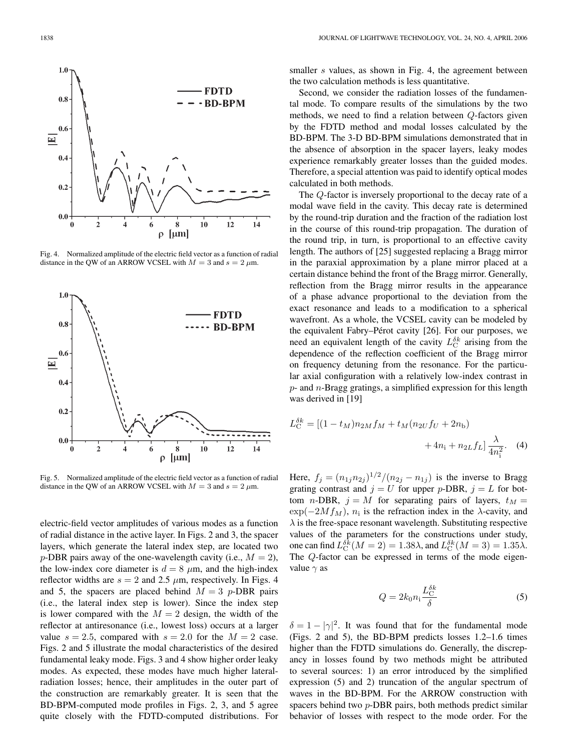Fig. 4. Normalized amplitude of the electric field vector as a function of radial distance in the QW of an ARROW VCSEL with $M = 3$ and $s = 2$ $\mu$m.

Fig. 5. Normalized amplitude of the electric field vector as a function of radial distance in the QW of an ARROW VCSEL with $M = 3$ and $s = 2$ $\mu$m.

electric-field vector amplitudes of various modes as a function of radial distance in the active layer. In Figs. 2 and 3, the spacer layers, which generate the lateral index step, are located two $p$-DBR pairs away of the one-wavelength cavity (i.e., $M = 2$), the low-index core diameter is $d = 8$ $\mu$m, and the high-index reflector widths are $s = 2$ and 2.5 $\mu$m, respectively. In Figs. 4 and 5, the spacers are placed behind $M = 3$ $p$-DBR pairs (i.e., the lateral index step is lower). Since the index step is lower compared with the $M = 2$ design, the width of the reflector at antiresonance (i.e., lowest loss) occurs at a larger value $s = 2.5$, compared with $s = 2.0$ for the $M = 2$ case. Figs. 2 and 5 illustrate the modal characteristics of the desired fundamental leaky mode. Figs. 3 and 4 show higher order leaky modes. As expected, these modes have much higher lateral-radiation losses; hence, their amplitudes in the outer part of the construction are remarkably greater. It is seen that the BD-BPM-computed mode profiles in Figs. 2, 3, and 5 agree quite closely with the FDTD-computed distributions. For smaller $s$ values, as shown in Fig. 4, the agreement between the two calculation methods is less quantitative.

Second, we consider the radiation losses of the fundamental mode. To compare results of the simulations by the two methods, we need to find a relation between $Q$-factors given by the FDTD method and modal losses calculated by the BD-BPM. The 3-D BD-BPM simulations demonstrated that in the absence of absorption in the spacer layers, leaky modes experience remarkably greater losses than the guided modes. Therefore, a special attention was paid to identify optical modes calculated in both methods.

The $Q$-factor is inversely proportional to the decay rate of a modal wave field in the cavity. This decay rate is determined by the round-trip duration and the fraction of the radiation lost in the course of this round-trip propagation. The duration of the round trip, in turn, is proportional to an effective cavity length. The authors of [25] suggested replacing a Bragg mirror in the paraxial approximation by a plane mirror placed at a certain distance behind the front of the Bragg mirror. Generally, reflection from the Bragg mirror results in the appearance of a phase advance proportional to the deviation from the exact resonance and leads to a modification to a spherical wavefront. As a whole, the VCSEL cavity can be modeled by the equivalent Fabry–Pérot cavity [26]. For our purposes, we need an equivalent length of the cavity $L_{\mathrm{C}}^{\delta k}$ arising from the dependence of the reflection coefficient of the Bragg mirror on frequency detuning from the resonance. For the particular axial configuration with a relatively low-index contrast in $p$- and $n$-Bragg gratings, a simplified expression for this length was derived in [19]

$$L_{\mathrm{C}}^{\delta k} = [(1 - t_M)n_{2M}f_M + t_M(n_{2U}f_U + 2n_{\mathrm{b}}) + 4n_{\mathrm{i}} + n_{2L}f_L]\frac{\lambda}{4n_{\mathrm{i}}^2}. \quad (4)$$

Here, $f_j = (n_{1j}n_{2j})^{1/2}/(n_{2j} - n_{1j})$ is the inverse to Bragg grating contrast and $j = U$ for upper $p$-DBR, $j = L$ for bottom $n$-DBR, $j = M$ for separating pairs of layers, $t_M = \exp(-2Mf_M)$, $n_{\mathrm{i}}$ is the refraction index in the $\lambda$-cavity, and $\lambda$ is the free-space resonant wavelength. Substituting respective values of the parameters for the constructions under study, one can find $L_{\mathrm{C}}^{\delta k}(M = 2) = 1.38\lambda$, and $L_{\mathrm{C}}^{\delta k}(M = 3) = 1.35\lambda$. The $Q$-factor can be expressed in terms of the mode eigenvalue $\gamma$ as

$$Q = 2k_0 n_{\mathrm{i}}\frac{L_{\mathrm{C}}^{\delta k}}{\delta} \quad (5)$$

$\delta = 1 - |\gamma|^2$. It was found that for the fundamental mode (Figs. 2 and 5), the BD-BPM predicts losses 1.2–1.6 times higher than the FDTD simulations do. Generally, the discrepancy in losses found by two methods might be attributed to several sources: 1) an error introduced by the simplified expression (5) and 2) truncation of the angular spectrum of waves in the BD-BPM. For the ARROW construction with spacers behind two $p$-DBR pairs, both methods predict similar behavior of losses with respect to the mode order. For the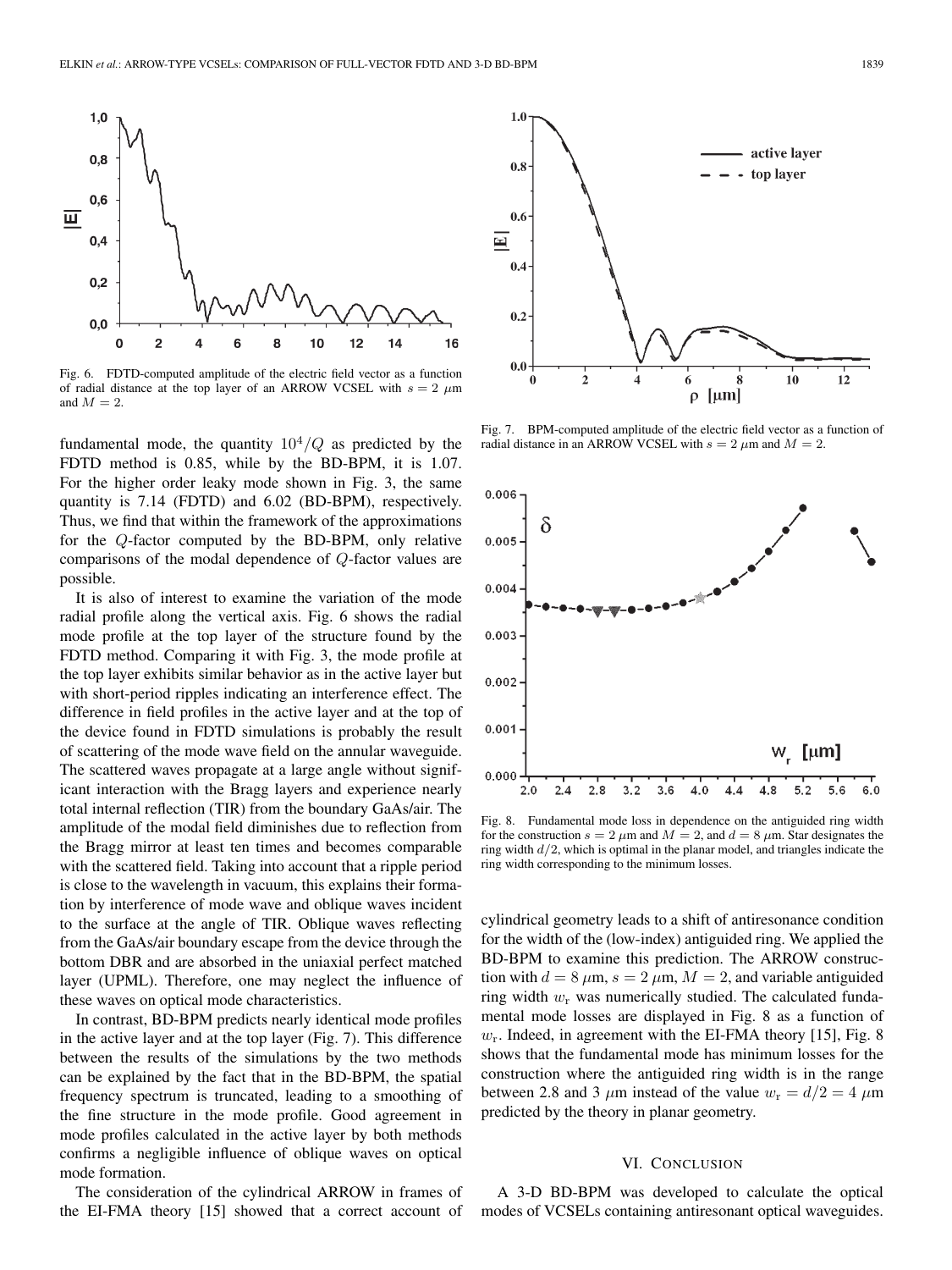Fig. 6. FDTD-computed amplitude of the electric field vector as a function of radial distance at the top layer of an ARROW VCSEL with $s = 2$ $\mu$m and $M = 2$.

fundamental mode, the quantity $10^4/Q$ as predicted by the FDTD method is 0.85, while by the BD-BPM, it is 1.07. For the higher order leaky mode shown in Fig. 3, the same quantity is 7.14 (FDTD) and 6.02 (BD-BPM), respectively. Thus, we find that within the framework of the approximations for the $Q$-factor computed by the BD-BPM, only relative comparisons of the modal dependence of $Q$-factor values are possible.

It is also of interest to examine the variation of the mode radial profile along the vertical axis. Fig. 6 shows the radial mode profile at the top layer of the structure found by the FDTD method. Comparing it with Fig. 3, the mode profile at the top layer exhibits similar behavior as in the active layer but with short-period ripples indicating an interference effect. The difference in field profiles in the active layer and at the top of the device found in FDTD simulations is probably the result of scattering of the mode wave field on the annular waveguide. The scattered waves propagate at a large angle without significant interaction with the Bragg layers and experience nearly total internal reflection (TIR) from the boundary GaAs/air. The amplitude of the modal field diminishes due to reflection from the Bragg mirror at least ten times and becomes comparable with the scattered field. Taking into account that a ripple period is close to the wavelength in vacuum, this explains their formation by interference of mode wave and oblique waves incident to the surface at the angle of TIR. Oblique waves reflecting from the GaAs/air boundary escape from the device through the bottom DBR and are absorbed in the uniaxial perfect matched layer (UPML). Therefore, one may neglect the influence of these waves on optical mode characteristics.

In contrast, BD-BPM predicts nearly identical mode profiles in the active layer and at the top layer (Fig. 7). This difference between the results of the simulations by the two methods can be explained by the fact that in the BD-BPM, the spatial frequency spectrum is truncated, leading to a smoothing of the fine structure in the mode profile. Good agreement in mode profiles calculated in the active layer by both methods confirms a negligible influence of oblique waves on optical mode formation.

The consideration of the cylindrical ARROW in frames of the EI-FMA theory [15] showed that a correct account of cylindrical geometry leads to a shift of antiresonance condition for the width of the (low-index) antiguided ring. We applied the BD-BPM to examine this prediction. The ARROW construction with $d = 8$ $\mu$m, $s = 2$ $\mu$m, $M = 2$, and variable antiguided ring width $w_r$ was numerically studied. The calculated fundamental mode losses are displayed in Fig. 8 as a function of $w_r$. Indeed, in agreement with the EI-FMA theory [15], Fig. 8 shows that the fundamental mode has minimum losses for the construction where the antiguided ring width is in the range between 2.8 and 3 $\mu$m instead of the value $w_r = d/2 = 4$ $\mu$m predicted by the theory in planar geometry.

Fig. 7. BPM-computed amplitude of the electric field vector as a function of radial distance in an ARROW VCSEL with $s = 2$ $\mu$m and $M = 2$.

Fig. 8. Fundamental mode loss in dependence on the antiguided ring width for the construction $s = 2$ $\mu$m and $M = 2$, and $d = 8$ $\mu$m. Star designates the ring width $d/2$, which is optimal in the planar model, and triangles indicate the ring width corresponding to the minimum losses.

## VI. Conclusion

A 3-D BD-BPM was developed to calculate the optical modes of VCSELs containing antiresonant optical waveguides.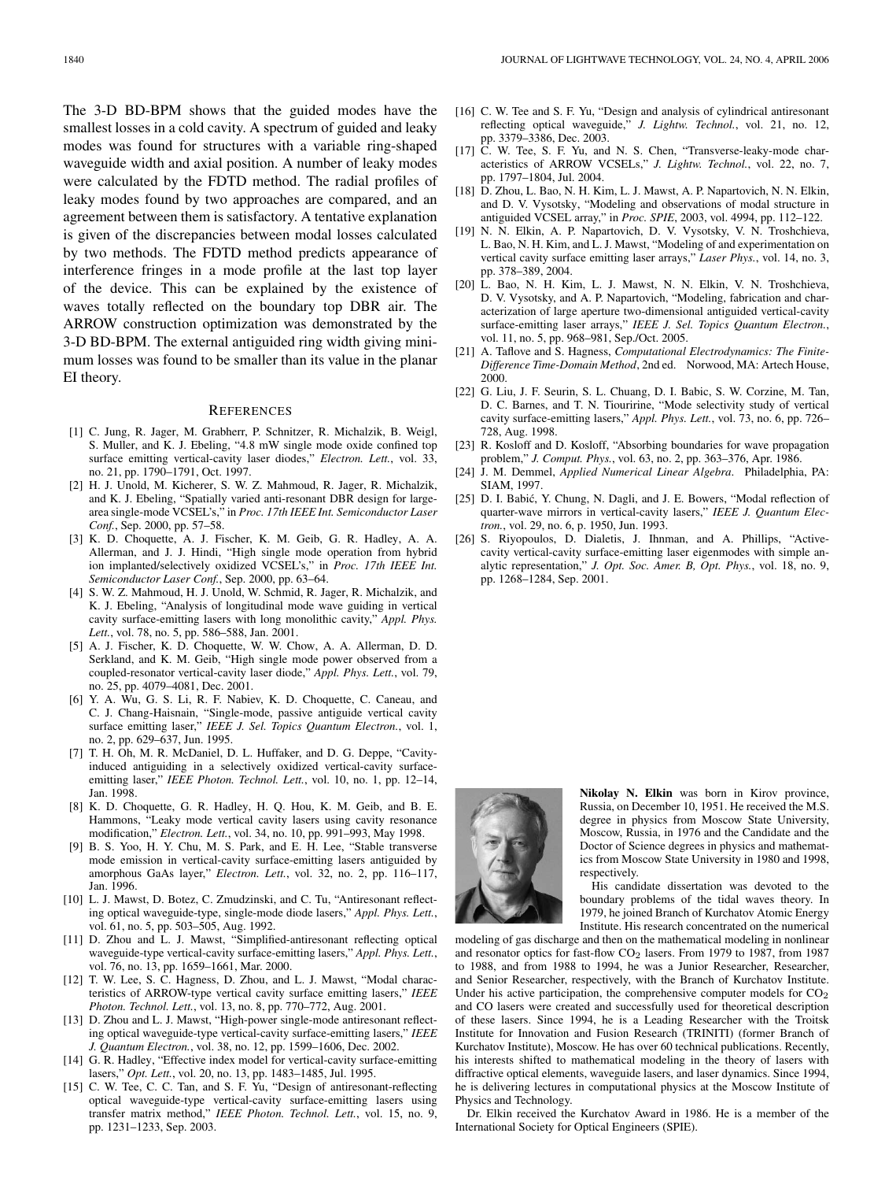The 3-D BD-BPM shows that the guided modes have the smallest losses in a cold cavity. A spectrum of guided and leaky modes was found for structures with a variable ring-shaped waveguide width and axial position. A number of leaky modes were calculated by the FDTD method. The radial profiles of leaky modes found by two approaches are compared, and an agreement between them is satisfactory. A tentative explanation is given of the discrepancies between modal losses calculated by two methods. The FDTD method predicts appearance of interference fringes in a mode profile at the last top layer of the device. This can be explained by the existence of waves totally reflected on the boundary top DBR air. The ARROW construction optimization was demonstrated by the 3-D BD-BPM. The external antiguided ring width giving minimum losses was found to be smaller than its value in the planar EI theory.

## REFERENCES

[1] C. Jung, R. Jager, M. Grabherr, P. Schnitzer, R. Michalzik, B. Weigl, S. Muller, and K. J. Ebeling, "4.8 mW single mode oxide confined top surface emitting vertical-cavity laser diodes," *Electron. Lett.*, vol. 33, no. 21, pp. 1790–1791, Oct. 1997.

[2] H. J. Unold, M. Kicherer, S. W. Z. Mahmoud, R. Jager, R. Michalzik, and K. J. Ebeling, "Spatially varied anti-resonant DBR design for large-area single-mode VCSEL's," in *Proc. 17th IEEE Int. Semiconductor Laser Conf.*, Sep. 2000, pp. 57–58.

[3] K. D. Choquette, A. J. Fischer, K. M. Geib, G. R. Hadley, A. A. Allerman, and J. J. Hindi, "High single mode operation from hybrid ion implanted/selectively oxidized VCSEL's," in *Proc. 17th IEEE Int. Semiconductor Laser Conf.*, Sep. 2000, pp. 63–64.

[4] S. W. Z. Mahmoud, H. J. Unold, W. Schmid, R. Jager, R. Michalzik, and K. J. Ebeling, "Analysis of longitudinal mode wave guiding in vertical cavity surface-emitting lasers with long monolithic cavity," *Appl. Phys. Lett.*, vol. 78, no. 5, pp. 586–588, Jan. 2001.

[5] A. J. Fischer, K. D. Choquette, W. W. Chow, A. A. Allerman, D. D. Serkland, and K. M. Geib, "High single mode power observed from a coupled-resonator vertical-cavity laser diode," *Appl. Phys. Lett.*, vol. 79, no. 25, pp. 4079–4081, Dec. 2001.

[6] Y. A. Wu, G. S. Li, R. F. Nabiev, K. D. Choquette, C. Caneau, and C. J. Chang-Haisnain, "Single-mode, passive antiguide vertical cavity surface emitting laser," *IEEE J. Sel. Topics Quantum Electron.*, vol. 1, no. 2, pp. 629–637, Jun. 1995.

[7] T. H. Oh, M. R. McDaniel, D. L. Huffaker, and D. G. Deppe, "Cavity-induced antiguiding in a selectively oxidized vertical-cavity surface-emitting laser," *IEEE Photon. Technol. Lett.*, vol. 10, no. 1, pp. 12–14, Jan. 1998.

[8] K. D. Choquette, G. R. Hadley, H. Q. Hou, K. M. Geib, and B. E. Hammons, "Leaky mode vertical cavity lasers using cavity resonance modification," *Electron. Lett.*, vol. 34, no. 10, pp. 991–993, May 1998.

[9] B. S. Yoo, H. Y. Chu, M. S. Park, and E. H. Lee, "Stable transverse mode emission in vertical-cavity surface-emitting lasers antiguided by amorphous GaAs layer," *Electron. Lett.*, vol. 32, no. 2, pp. 116–117, Jan. 1996.

[10] L. J. Mawst, D. Botez, C. Zmudzinski, and C. Tu, "Antiresonant reflecting optical waveguide-type, single-mode diode lasers," *Appl. Phys. Lett.*, vol. 61, no. 5, pp. 503–505, Aug. 1992.

[11] D. Zhou and L. J. Mawst, "Simplified-antiresonant reflecting optical waveguide-type vertical-cavity surface-emitting lasers," *Appl. Phys. Lett.*, vol. 76, no. 13, pp. 1659–1661, Mar. 2000.

[12] T. W. Lee, S. C. Hagness, D. Zhou, and L. J. Mawst, "Modal characteristics of ARROW-type vertical cavity surface emitting lasers," *IEEE Photon. Technol. Lett.*, vol. 13, no. 8, pp. 770–772, Aug. 2001.

[13] D. Zhou and L. J. Mawst, "High-power single-mode antiresonant reflecting optical waveguide-type vertical-cavity surface-emitting lasers," *IEEE J. Quantum Electron.*, vol. 38, no. 12, pp. 1599–1606, Dec. 2002.

[14] G. R. Hadley, "Effective index model for vertical-cavity surface-emitting lasers," *Opt. Lett.*, vol. 20, no. 13, pp. 1483–1485, Jul. 1995.

[15] C. W. Tee, C. C. Tan, and S. F. Yu, "Design of antiresonant-reflecting optical waveguide-type vertical-cavity surface-emitting lasers using transfer matrix method," *IEEE Photon. Technol. Lett.*, vol. 15, no. 9, pp. 1231–1233, Sep. 2003.

[16] C. W. Tee and S. F. Yu, "Design and analysis of cylindrical antiresonant reflecting optical waveguide," *J. Lightw. Technol.*, vol. 21, no. 12, pp. 3379–3386, Dec. 2003.

[17] C. W. Tee, S. F. Yu, and N. S. Chen, "Transverse-leaky-mode characteristics of ARROW VCSELs," *J. Lightw. Technol.*, vol. 22, no. 7, pp. 1797–1804, Jul. 2004.

[18] D. Zhou, L. Bao, N. H. Kim, L. J. Mawst, A. P. Napartovich, N. N. Elkin, and D. V. Vysotsky, "Modeling and observations of modal structure in antiguided VCSEL array," in *Proc. SPIE*, 2003, vol. 4994, pp. 112–122.

[19] N. N. Elkin, A. P. Napartovich, D. V. Vysotsky, V. N. Troshchieva, L. Bao, N. H. Kim, and L. J. Mawst, "Modeling of and experimentation on vertical cavity surface emitting laser arrays," *Laser Phys.*, vol. 14, no. 3, pp. 378–389, 2004.

[20] L. Bao, N. H. Kim, L. J. Mawst, N. N. Elkin, V. N. Troshchieva, D. V. Vysotsky, and A. P. Napartovich, "Modeling, fabrication and characterization of large aperture two-dimensional antiguided vertical-cavity surface-emitting laser arrays," *IEEE J. Sel. Topics Quantum Electron.*, vol. 11, no. 5, pp. 968–981, Sep./Oct. 2005.

[21] A. Taflove and S. Hagness, *Computational Electrodynamics: The Finite-Difference Time-Domain Method*, 2nd ed. Norwood, MA: Artech House, 2000.

[22] G. Liu, J. F. Seurin, S. L. Chuang, D. I. Babic, S. W. Corzine, M. Tan, D. C. Barnes, and T. N. Tiouririne, "Mode selectivity study of vertical cavity surface-emitting lasers," *Appl. Phys. Lett.*, vol. 73, no. 6, pp. 726–728, Aug. 1998.

[23] R. Kosloff and D. Kosloff, "Absorbing boundaries for wave propagation problem," *J. Comput. Phys.*, vol. 63, no. 2, pp. 363–376, Apr. 1986.

[24] J. M. Demmel, *Applied Numerical Linear Algebra*. Philadelphia, PA: SIAM, 1997.

[25] D. I. Babić, Y. Chung, N. Dagli, and J. E. Bowers, "Modal reflection of quarter-wave mirrors in vertical-cavity lasers," *IEEE J. Quantum Electron.*, vol. 29, no. 6, p. 1950, Jun. 1993.

[26] S. Riyopoulos, D. Dialetis, J. Ihnman, and A. Phillips, "Active-cavity vertical-cavity surface-emitting laser eigenmodes with simple analytic representation," *J. Opt. Soc. Amer. B, Opt. Phys.*, vol. 18, no. 9, pp. 1268–1284, Sep. 2001.

**Nikolay N. Elkin** was born in Kirov province, Russia, on December 10, 1951. He received the M.S. degree in physics from Moscow State University, Moscow, Russia, in 1976 and the Candidate and the Doctor of Science degrees in physics and mathematics from Moscow State University in 1980 and 1998, respectively.

His candidate dissertation was devoted to the boundary problems of the tidal waves theory. In 1979, he joined Branch of Kurchatov Atomic Energy Institute. His research concentrated on the numerical modeling of gas discharge and then on the mathematical modeling in nonlinear and resonator optics for fast-flow $CO_2$ lasers. From 1979 to 1987, from 1987 to 1988, and from 1988 to 1994, he was a Junior Researcher, Researcher, and Senior Researcher, respectively, with the Branch of Kurchatov Institute. Under his active participation, the comprehensive computer models for $CO_2$ and CO lasers were created and successfully used for theoretical description of these lasers. Since 1994, he is a Leading Researcher with the Troitsk Institute for Innovation and Fusion Research (TRINITI) (former Branch of Kurchatov Institute), Moscow. He has over 60 technical publications. Recently, his interests shifted to mathematical modeling in the theory of lasers with diffractive optical elements, waveguide lasers, and laser dynamics. Since 1994, he is delivering lectures in computational physics at the Moscow Institute of Physics and Technology.

Dr. Elkin received the Kurchatov Award in 1986. He is a member of the International Society for Optical Engineers (SPIE).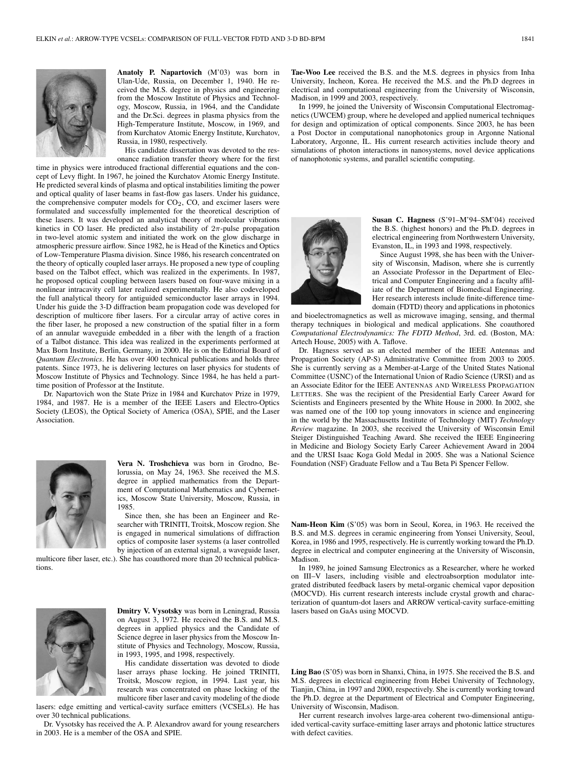**Anatoly P. Napartovich** (M'03) was born in Ulan-Ude, Russia, on December 1, 1940. He received the M.S. degree in physics and engineering from the Moscow Institute of Physics and Technology, Moscow, Russia, in 1964, and the Candidate and the Dr.Sci. degrees in plasma physics from the High-Temperature Institute, Moscow, in 1969, and from Kurchatov Atomic Energy Institute, Kurchatov, Russia, in 1980, respectively.

His candidate dissertation was devoted to the resonance radiation transfer theory where for the first time in physics were introduced fractional differential equations and the concept of Levy flight. In 1967, he joined the Kurchatov Atomic Energy Institute. He predicted several kinds of plasma and optical instabilities limiting the power and optical quality of laser beams in fast-flow gas lasers. Under his guidance, the comprehensive computer models for $CO_2$, CO, and excimer lasers were formulated and successfully implemented for the theoretical description of these lasers. It was developed an analytical theory of molecular vibrations kinetics in CO laser. He predicted also instability of $2\pi$-pulse propagation in two-level atomic system and initiated the work on the glow discharge in atmospheric pressure airflow. Since 1982, he is Head of the Kinetics and Optics of Low-Temperature Plasma division. Since 1986, his research concentrated on the theory of optically coupled laser arrays. He proposed a new type of coupling based on the Talbot effect, which was realized in the experiments. In 1987, he proposed optical coupling between lasers based on four-wave mixing in a nonlinear intracavity cell later realized experimentally. He also codeveloped the full analytical theory for antiguided semiconductor laser arrays in 1994. Under his guide the 3-D diffraction beam propagation code was developed for description of multicore fiber lasers. For a circular array of active cores in the fiber laser, he proposed a new construction of the spatial filter in a form of an annular waveguide embedded in a fiber with the length of a fraction of a Talbot distance. This idea was realized in the experiments performed at Max Born Institute, Berlin, Germany, in 2000. He is on the Editorial Board of *Quantum Electronics*. He has over 400 technical publications and holds three patents. Since 1973, he is delivering lectures on laser physics for students of Moscow Institute of Physics and Technology. Since 1984, he has held a part-time position of Professor at the Institute.

Dr. Napartovich won the State Prize in 1984 and Kurchatov Prize in 1979, 1984, and 1987. He is a member of the IEEE Lasers and Electro-Optics Society (LEOS), the Optical Society of America (OSA), SPIE, and the Laser Association.

**Vera N. Troshchieva** was born in Grodno, Belorussia, on May 24, 1963. She received the M.S. degree in applied mathematics from the Department of Computational Mathematics and Cybernetics, Moscow State University, Moscow, Russia, in 1985.

Since then, she has been an Engineer and Researcher with TRINITI, Troitsk, Moscow region. She is engaged in numerical simulations of diffraction optics of composite laser systems (a laser controlled by injection of an external signal, a waveguide laser, multicore fiber laser, etc.). She has coauthored more than 20 technical publications.

**Dmitry V. Vysotsky** was born in Leningrad, Russia on August 3, 1972. He received the B.S. and M.S. degrees in applied physics and the Candidate of Science degree in laser physics from the Moscow Institute of Physics and Technology, Moscow, Russia, in 1993, 1995, and 1998, respectively.

His candidate dissertation was devoted to diode laser arrays phase locking. He joined TRINITI, Troitsk, Moscow region, in 1994. Last year, his research was concentrated on phase locking of the multicore fiber laser and cavity modeling of the diode lasers: edge emitting and vertical-cavity surface emitters (VCSELs). He has over 30 technical publications.

Dr. Vysotsky has received the A. P. Alexandrov award for young researchers in 2003. He is a member of the OSA and SPIE.

**Tae-Woo Lee** received the B.S. and the M.S. degrees in physics from Inha University, Incheon, Korea. He received the M.S. and the Ph.D degrees in electrical and computational engineering from the University of Wisconsin, Madison, in 1999 and 2003, respectively.

In 1999, he joined the University of Wisconsin Computational Electromagnetics (UWCEM) group, where he developed and applied numerical techniques for design and optimization of optical components. Since 2003, he has been a Post Doctor in computational nanophotonics group in Argonne National Laboratory, Argonne, IL. His current research activities include theory and simulations of photon interactions in nanosystems, novel device applications of nanophotonic systems, and parallel scientific computing.

**Susan C. Hagness** (S'91–M'94–SM'04) received the B.S. (highest honors) and the Ph.D. degrees in electrical engineering from Northwestern University, Evanston, IL, in 1993 and 1998, respectively.

Since August 1998, she has been with the University of Wisconsin, Madison, where she is currently an Associate Professor in the Department of Electrical and Computer Engineering and a faculty affiliate of the Department of Biomedical Engineering. Her research interests include finite-difference time-domain (FDTD) theory and applications in photonics and bioelectromagnetics as well as microwave imaging, sensing, and thermal therapy techniques in biological and medical applications. She coauthored *Computational Electrodynamics: The FDTD Method*, 3rd. ed. (Boston, MA: Artech House, 2005) with A. Taflove.

Dr. Hagness served as an elected member of the IEEE Antennas and Propagation Society (AP-S) Administrative Committee from 2003 to 2005. She is currently serving as a Member-at-Large of the United States National Committee (USNC) of the International Union of Radio Science (URSI) and as an Associate Editor for the IEEE ANTENNAS AND WIRELESS PROPAGATION LETTERS. She was the recipient of the Presidential Early Career Award for Scientists and Engineers presented by the White House in 2000. In 2002, she was named one of the 100 top young innovators in science and engineering in the world by the Massachusetts Institute of Technology (MIT) *Technology Review* magazine. In 2003, she received the University of Wisconsin Emil Steiger Distinguished Teaching Award. She received the IEEE Engineering in Medicine and Biology Society Early Career Achievement Award in 2004 and the URSI Isaac Koga Gold Medal in 2005. She was a National Science Foundation (NSF) Graduate Fellow and a Tau Beta Pi Spencer Fellow.

**Nam-Heon Kim** (S'05) was born in Seoul, Korea, in 1963. He received the B.S. and M.S. degrees in ceramic engineering from Yonsei University, Seoul, Korea, in 1986 and 1995, respectively. He is currently working toward the Ph.D. degree in electrical and computer engineering at the University of Wisconsin, Madison.

In 1989, he joined Samsung Electronics as a Researcher, where he worked on III–V lasers, including visible and electroabsorption modulator integrated distributed feedback lasers by metal-organic chemical vapor deposition (MOCVD). His current research interests include crystal growth and characterization of quantum-dot lasers and ARROW vertical-cavity surface-emitting lasers based on GaAs using MOCVD.

**Ling Bao** (S'05) was born in Shanxi, China, in 1975. She received the B.S. and M.S. degrees in electrical engineering from Hebei University of Technology, Tianjin, China, in 1997 and 2000, respectively. She is currently working toward the Ph.D. degree at the Department of Electrical and Computer Engineering, University of Wisconsin, Madison.

Her current research involves large-area coherent two-dimensional antiguided vertical-cavity surface-emitting laser arrays and photonic lattice structures with defect cavities.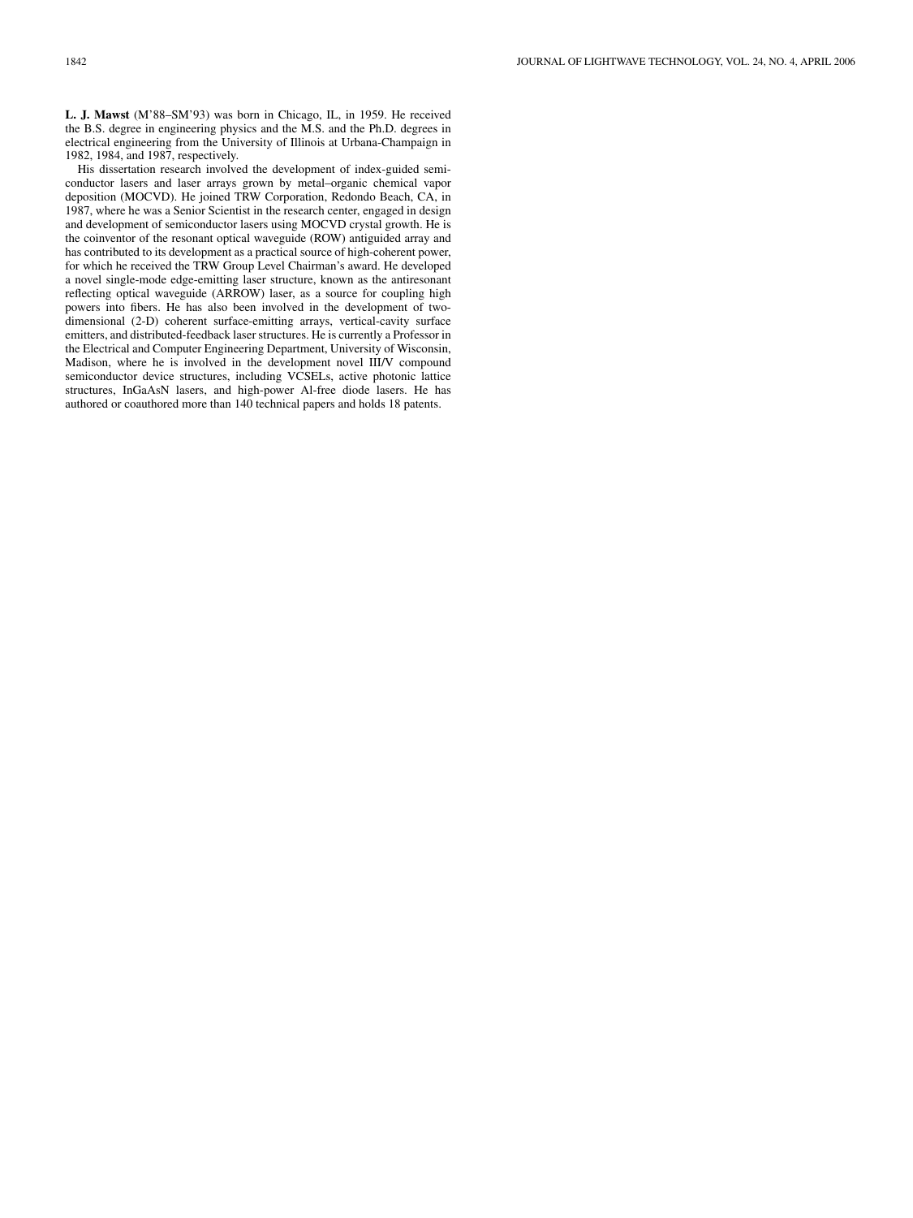**L. J. Mawst** (M'88–SM'93) was born in Chicago, IL, in 1959. He received the B.S. degree in engineering physics and the M.S. and the Ph.D. degrees in electrical engineering from the University of Illinois at Urbana-Champaign in 1982, 1984, and 1987, respectively.

His dissertation research involved the development of index-guided semiconductor lasers and laser arrays grown by metal–organic chemical vapor deposition (MOCVD). He joined TRW Corporation, Redondo Beach, CA, in 1987, where he was a Senior Scientist in the research center, engaged in design and development of semiconductor lasers using MOCVD crystal growth. He is the coinventor of the resonant optical waveguide (ROW) antiguided array and has contributed to its development as a practical source of high-coherent power, for which he received the TRW Group Level Chairman's award. He developed a novel single-mode edge-emitting laser structure, known as the antiresonant reflecting optical waveguide (ARROW) laser, as a source for coupling high powers into fibers. He has also been involved in the development of two-dimensional (2-D) coherent surface-emitting arrays, vertical-cavity surface emitters, and distributed-feedback laser structures. He is currently a Professor in the Electrical and Computer Engineering Department, University of Wisconsin, Madison, where he is involved in the development novel III/V compound semiconductor device structures, including VCSELs, active photonic lattice structures, InGaAsN lasers, and high-power Al-free diode lasers. He has authored or coauthored more than 140 technical papers and holds 18 patents.